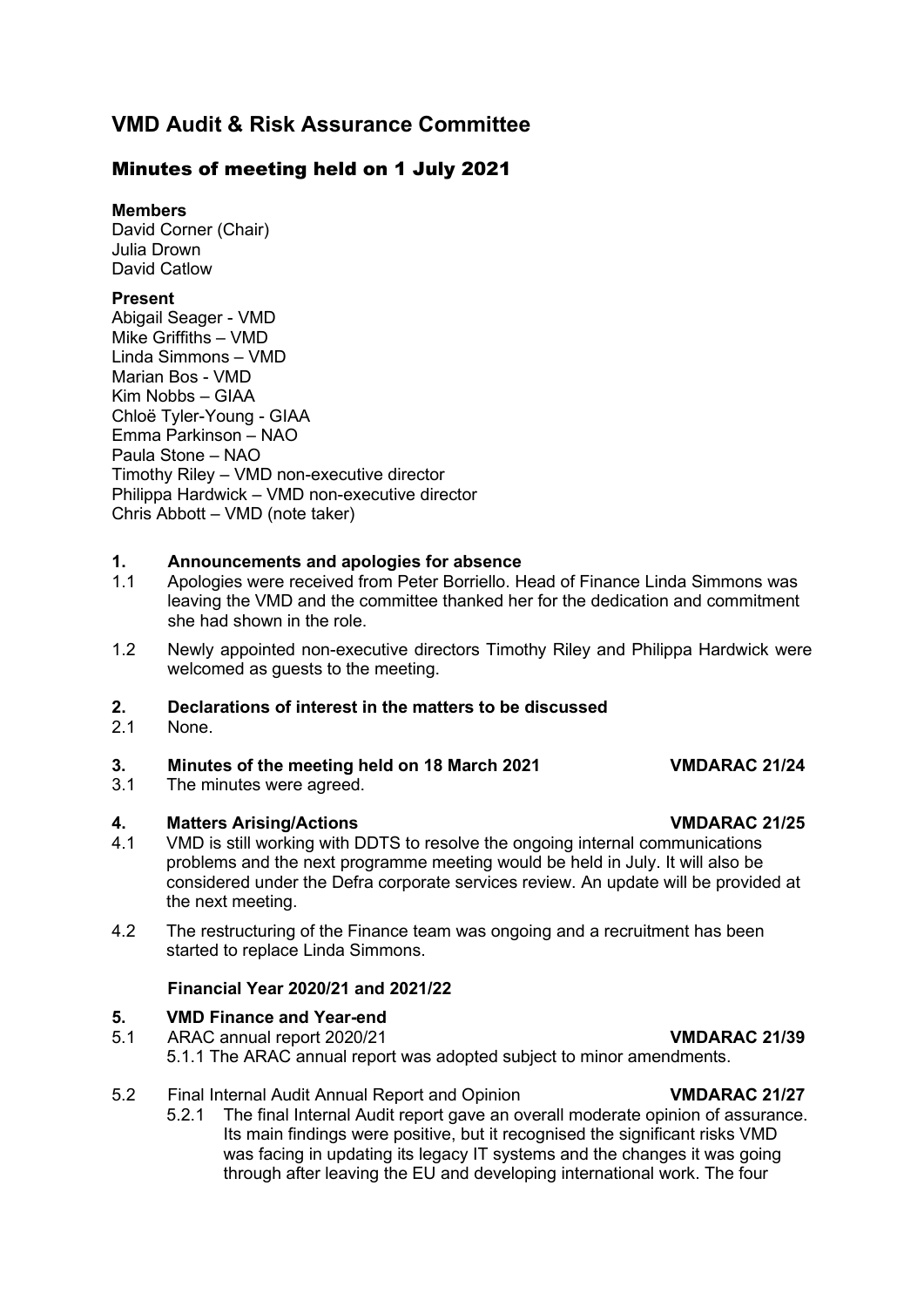# VMD Audit & Risk Assurance Committee

## Minutes of meeting held on 1 July 2021

**Members**
David Corner (Chair)
Julia Drown
David Catlow

**Present**
Abigail Seager - VMD
Mike Griffiths – VMD
Linda Simmons – VMD
Marian Bos - VMD
Kim Nobbs – GIAA
Chloë Tyler-Young - GIAA
Emma Parkinson – NAO
Paula Stone – NAO
Timothy Riley – VMD non-executive director
Philippa Hardwick – VMD non-executive director
Chris Abbott – VMD (note taker)

### 1. Announcements and apologies for absence

1.1 Apologies were received from Peter Borriello. Head of Finance Linda Simmons was leaving the VMD and the committee thanked her for the dedication and commitment she had shown in the role.

1.2 Newly appointed non-executive directors Timothy Riley and Philippa Hardwick were welcomed as guests to the meeting.

### 2. Declarations of interest in the matters to be discussed

2.1 None.

### 3. Minutes of the meeting held on 18 March 2021 — VMDARAC 21/24

3.1 The minutes were agreed.

### 4. Matters Arising/Actions — VMDARAC 21/25

4.1 VMD is still working with DDTS to resolve the ongoing internal communications problems and the next programme meeting would be held in July. It will also be considered under the Defra corporate services review. An update will be provided at the next meeting.

4.2 The restructuring of the Finance team was ongoing and a recruitment has been started to replace Linda Simmons.

**Financial Year 2020/21 and 2021/22**

### 5. VMD Finance and Year-end

5.1 ARAC annual report 2020/21 — **VMDARAC 21/39**

5.1.1 The ARAC annual report was adopted subject to minor amendments.

5.2 Final Internal Audit Annual Report and Opinion — **VMDARAC 21/27**

5.2.1 The final Internal Audit report gave an overall moderate opinion of assurance. Its main findings were positive, but it recognised the significant risks VMD was facing in updating its legacy IT systems and the changes it was going through after leaving the EU and developing international work. The four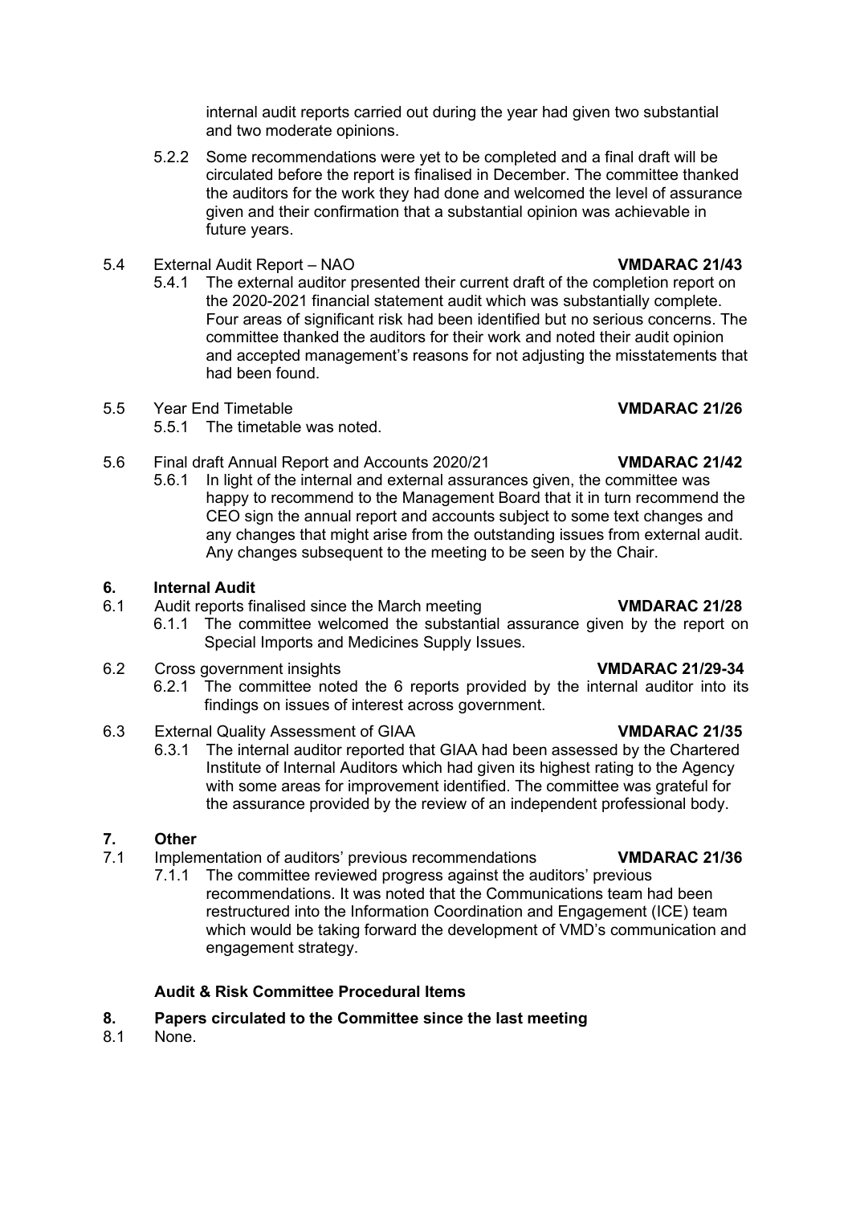internal audit reports carried out during the year had given two substantial and two moderate opinions.

5.2.2 Some recommendations were yet to be completed and a final draft will be circulated before the report is finalised in December. The committee thanked the auditors for the work they had done and welcomed the level of assurance given and their confirmation that a substantial opinion was achievable in future years.

5.4 External Audit Report – NAO **VMDARAC 21/43**

5.4.1 The external auditor presented their current draft of the completion report on the 2020-2021 financial statement audit which was substantially complete. Four areas of significant risk had been identified but no serious concerns. The committee thanked the auditors for their work and noted their audit opinion and accepted management's reasons for not adjusting the misstatements that had been found.

5.5 Year End Timetable **VMDARAC 21/26**

5.5.1 The timetable was noted.

5.6 Final draft Annual Report and Accounts 2020/21 **VMDARAC 21/42**

5.6.1 In light of the internal and external assurances given, the committee was happy to recommend to the Management Board that it in turn recommend the CEO sign the annual report and accounts subject to some text changes and any changes that might arise from the outstanding issues from external audit. Any changes subsequent to the meeting to be seen by the Chair.

## 6. Internal Audit

6.1 Audit reports finalised since the March meeting **VMDARAC 21/28**

6.1.1 The committee welcomed the substantial assurance given by the report on Special Imports and Medicines Supply Issues.

6.2 Cross government insights **VMDARAC 21/29-34**

6.2.1 The committee noted the 6 reports provided by the internal auditor into its findings on issues of interest across government.

6.3 External Quality Assessment of GIAA **VMDARAC 21/35**

6.3.1 The internal auditor reported that GIAA had been assessed by the Chartered Institute of Internal Auditors which had given its highest rating to the Agency with some areas for improvement identified. The committee was grateful for the assurance provided by the review of an independent professional body.

## 7. Other

7.1 Implementation of auditors' previous recommendations **VMDARAC 21/36**

7.1.1 The committee reviewed progress against the auditors' previous recommendations. It was noted that the Communications team had been restructured into the Information Coordination and Engagement (ICE) team which would be taking forward the development of VMD's communication and engagement strategy.

### Audit & Risk Committee Procedural Items

## 8. Papers circulated to the Committee since the last meeting

8.1 None.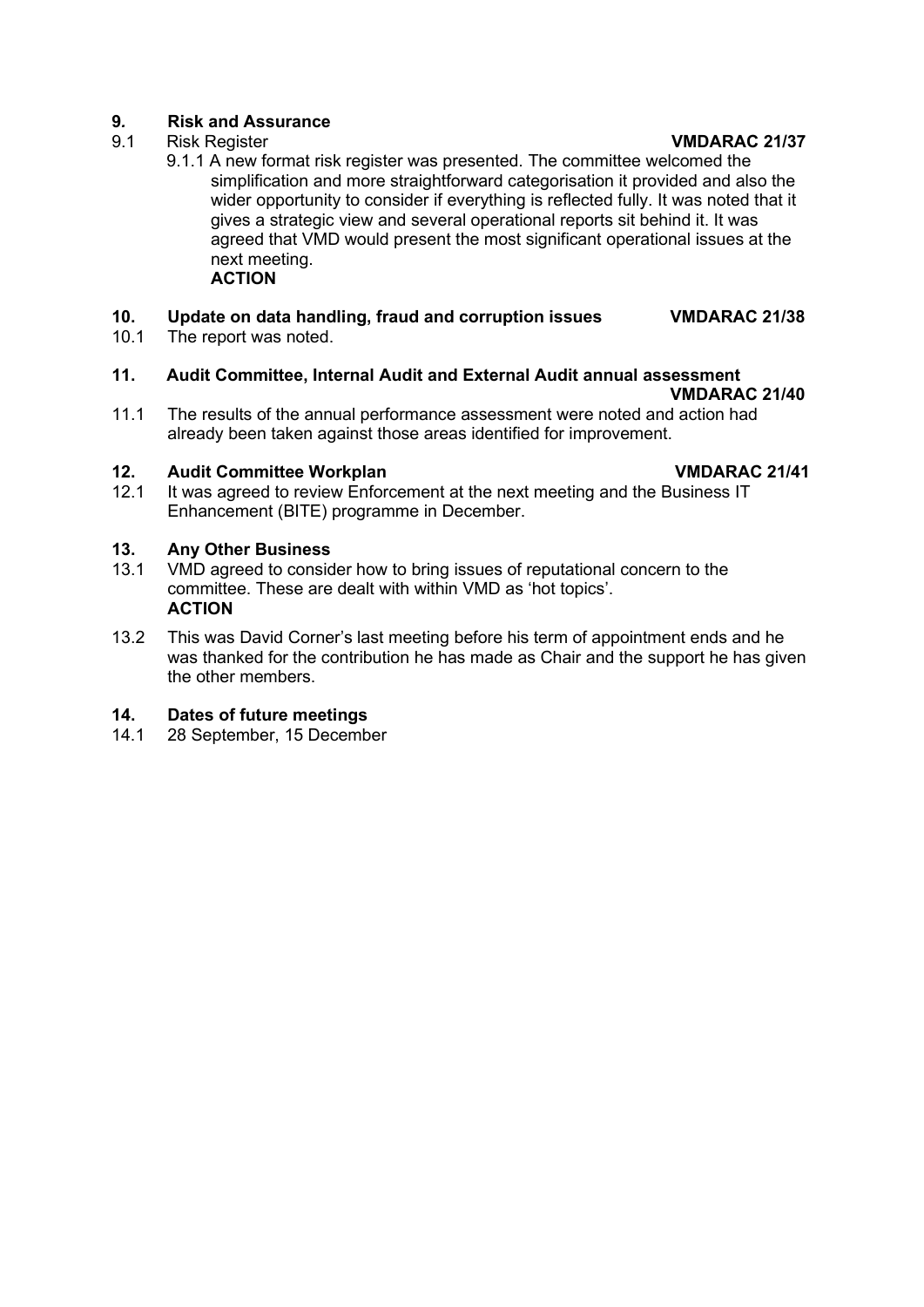## 9. Risk and Assurance

9.1 Risk Register **VMDARAC 21/37**

9.1.1 A new format risk register was presented. The committee welcomed the simplification and more straightforward categorisation it provided and also the wider opportunity to consider if everything is reflected fully. It was noted that it gives a strategic view and several operational reports sit behind it. It was agreed that VMD would present the most significant operational issues at the next meeting.
**ACTION**

## 10. Update on data handling, fraud and corruption issues **VMDARAC 21/38**

10.1 The report was noted.

## 11. Audit Committee, Internal Audit and External Audit annual assessment **VMDARAC 21/40**

11.1 The results of the annual performance assessment were noted and action had already been taken against those areas identified for improvement.

## 12. Audit Committee Workplan **VMDARAC 21/41**

12.1 It was agreed to review Enforcement at the next meeting and the Business IT Enhancement (BITE) programme in December.

## 13. Any Other Business

13.1 VMD agreed to consider how to bring issues of reputational concern to the committee. These are dealt with within VMD as 'hot topics'.
**ACTION**

13.2 This was David Corner's last meeting before his term of appointment ends and he was thanked for the contribution he has made as Chair and the support he has given the other members.

## 14. Dates of future meetings

14.1 28 September, 15 December